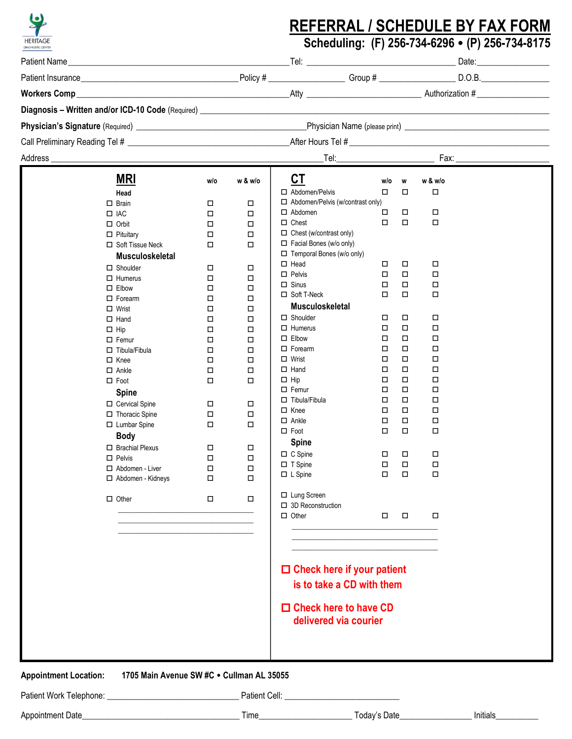HERITAGE DIAGNOSTIC CENTER

# REFERRAL / SCHEDULE BY FAX FORM

**Scheduling: (F) 256-734-6296 • (P) 256-734-8175**

Patient Name\_\_\_\_\_\_\_\_\_\_\_\_\_\_\_\_\_\_\_\_\_\_\_\_\_\_\_\_\_\_\_\_ Tel: \_\_\_\_\_\_\_\_\_\_\_\_\_\_\_\_\_\_\_\_ Date:\_\_\_\_\_\_\_\_\_\_\_\_

Patient Insurance\_\_\_\_\_\_\_\_\_\_\_\_\_\_\_\_\_\_\_\_\_\_ Policy # \_\_\_\_\_\_\_\_\_\_\_\_ Group # \_\_\_\_\_\_\_\_\_\_\_\_ D.O.B.\_\_\_\_\_\_\_\_\_\_\_\_

**Workers Comp** \_\_\_\_\_\_\_\_\_\_\_\_\_\_\_\_\_\_\_\_\_\_\_\_\_\_\_\_ Atty \_\_\_\_\_\_\_\_\_\_\_\_\_\_\_\_\_\_ Authorization # \_\_\_\_\_\_\_\_\_\_\_\_

**Diagnosis – Written and/or ICD-10 Code** (Required) \_\_\_\_\_\_\_\_\_\_\_\_\_\_\_\_\_\_\_\_\_\_\_\_\_\_\_\_\_\_\_\_\_\_\_\_\_\_\_\_

**Physician's Signature** (Required) \_\_\_\_\_\_\_\_\_\_\_\_\_\_\_\_\_\_\_\_\_\_\_\_\_\_ Physician Name (please print) \_\_\_\_\_\_\_\_\_\_\_\_\_\_\_\_\_\_\_\_\_\_\_\_

Call Preliminary Reading Tel # \_\_\_\_\_\_\_\_\_\_\_\_\_\_\_\_\_\_\_\_\_\_\_\_\_\_ After Hours Tel # \_\_\_\_\_\_\_\_\_\_\_\_\_\_\_\_\_\_\_\_\_\_\_\_

Address \_\_\_\_\_\_\_\_\_\_\_\_\_\_\_\_\_\_\_\_\_\_\_\_\_\_\_\_\_\_\_\_\_\_\_\_\_\_ Tel:\_\_\_\_\_\_\_\_\_\_\_\_\_\_\_\_ Fax: \_\_\_\_\_\_\_\_\_\_\_\_\_\_\_\_

## MRI

| | w/o | w & w/o |
|---|---|---|
| **Head** | | |
| ☐ Brain | ☐ | ☐ |
| ☐ IAC | ☐ | ☐ |
| ☐ Orbit | ☐ | ☐ |
| ☐ Pituitary | ☐ | ☐ |
| ☐ Soft Tissue Neck | ☐ | ☐ |
| **Musculoskeletal** | | |
| ☐ Shoulder | ☐ | ☐ |
| ☐ Humerus | ☐ | ☐ |
| ☐ Elbow | ☐ | ☐ |
| ☐ Forearm | ☐ | ☐ |
| ☐ Wrist | ☐ | ☐ |
| ☐ Hand | ☐ | ☐ |
| ☐ Hip | ☐ | ☐ |
| ☐ Femur | ☐ | ☐ |
| ☐ Tibula/Fibula | ☐ | ☐ |
| ☐ Knee | ☐ | ☐ |
| ☐ Ankle | ☐ | ☐ |
| ☐ Foot | ☐ | ☐ |
| **Spine** | | |
| ☐ Cervical Spine | ☐ | ☐ |
| ☐ Thoracic Spine | ☐ | ☐ |
| ☐ Lumbar Spine | ☐ | ☐ |
| **Body** | | |
| ☐ Brachial Plexus | ☐ | ☐ |
| ☐ Pelvis | ☐ | ☐ |
| ☐ Abdomen - Liver | ☐ | ☐ |
| ☐ Abdomen - Kidneys | ☐ | ☐ |
| ☐ Other | ☐ | ☐ |

\_\_\_\_\_\_\_\_\_\_\_\_\_\_\_\_\_\_\_\_\_\_\_\_\_\_\_\_
\_\_\_\_\_\_\_\_\_\_\_\_\_\_\_\_\_\_\_\_\_\_\_\_\_\_\_\_
\_\_\_\_\_\_\_\_\_\_\_\_\_\_\_\_\_\_\_\_\_\_\_\_\_\_\_\_

## CT

| | w/o | w | w & w/o |
|---|---|---|---|
| ☐ Abdomen/Pelvis | ☐ | ☐ | ☐ |
| ☐ Abdomen/Pelvis (w/contrast only) | | | |
| ☐ Abdomen | ☐ | ☐ | ☐ |
| ☐ Chest | ☐ | ☐ | ☐ |
| ☐ Chest (w/contrast only) | | | |
| ☐ Facial Bones (w/o only) | | | |
| ☐ Temporal Bones (w/o only) | | | |
| ☐ Head | ☐ | ☐ | ☐ |
| ☐ Pelvis | ☐ | ☐ | ☐ |
| ☐ Sinus | ☐ | ☐ | ☐ |
| ☐ Soft T-Neck | ☐ | ☐ | ☐ |
| **Musculoskeletal** | | | |
| ☐ Shoulder | ☐ | ☐ | ☐ |
| ☐ Humerus | ☐ | ☐ | ☐ |
| ☐ Elbow | ☐ | ☐ | ☐ |
| ☐ Forearm | ☐ | ☐ | ☐ |
| ☐ Wrist | ☐ | ☐ | ☐ |
| ☐ Hand | ☐ | ☐ | ☐ |
| ☐ Hip | ☐ | ☐ | ☐ |
| ☐ Femur | ☐ | ☐ | ☐ |
| ☐ Tibula/Fibula | ☐ | ☐ | ☐ |
| ☐ Knee | ☐ | ☐ | ☐ |
| ☐ Ankle | ☐ | ☐ | ☐ |
| ☐ Foot | ☐ | ☐ | ☐ |
| **Spine** | | | |
| ☐ C Spine | ☐ | ☐ | ☐ |
| ☐ T Spine | ☐ | ☐ | ☐ |
| ☐ L Spine | ☐ | ☐ | ☐ |
| ☐ Lung Screen | | | |
| ☐ 3D Reconstruction | | | |
| ☐ Other | ☐ | ☐ | ☐ |

\_\_\_\_\_\_\_\_\_\_\_\_\_\_\_\_\_\_\_\_\_\_\_\_\_\_\_\_
\_\_\_\_\_\_\_\_\_\_\_\_\_\_\_\_\_\_\_\_\_\_\_\_\_\_\_\_
\_\_\_\_\_\_\_\_\_\_\_\_\_\_\_\_\_\_\_\_\_\_\_\_\_\_\_\_

☐ **Check here if your patient is to take a CD with them**

☐ **Check here to have CD delivered via courier**

**Appointment Location:** **1705 Main Avenue SW #C • Cullman AL 35055**

Patient Work Telephone: \_\_\_\_\_\_\_\_\_\_\_\_\_\_\_\_\_\_\_\_ Patient Cell: \_\_\_\_\_\_\_\_\_\_\_\_\_\_\_\_\_\_\_\_

Appointment Date\_\_\_\_\_\_\_\_\_\_\_\_\_\_\_\_\_\_\_\_\_\_ Time\_\_\_\_\_\_\_\_\_\_\_\_\_\_ Today's Date\_\_\_\_\_\_\_\_\_\_\_\_ Initials\_\_\_\_\_\_\_\_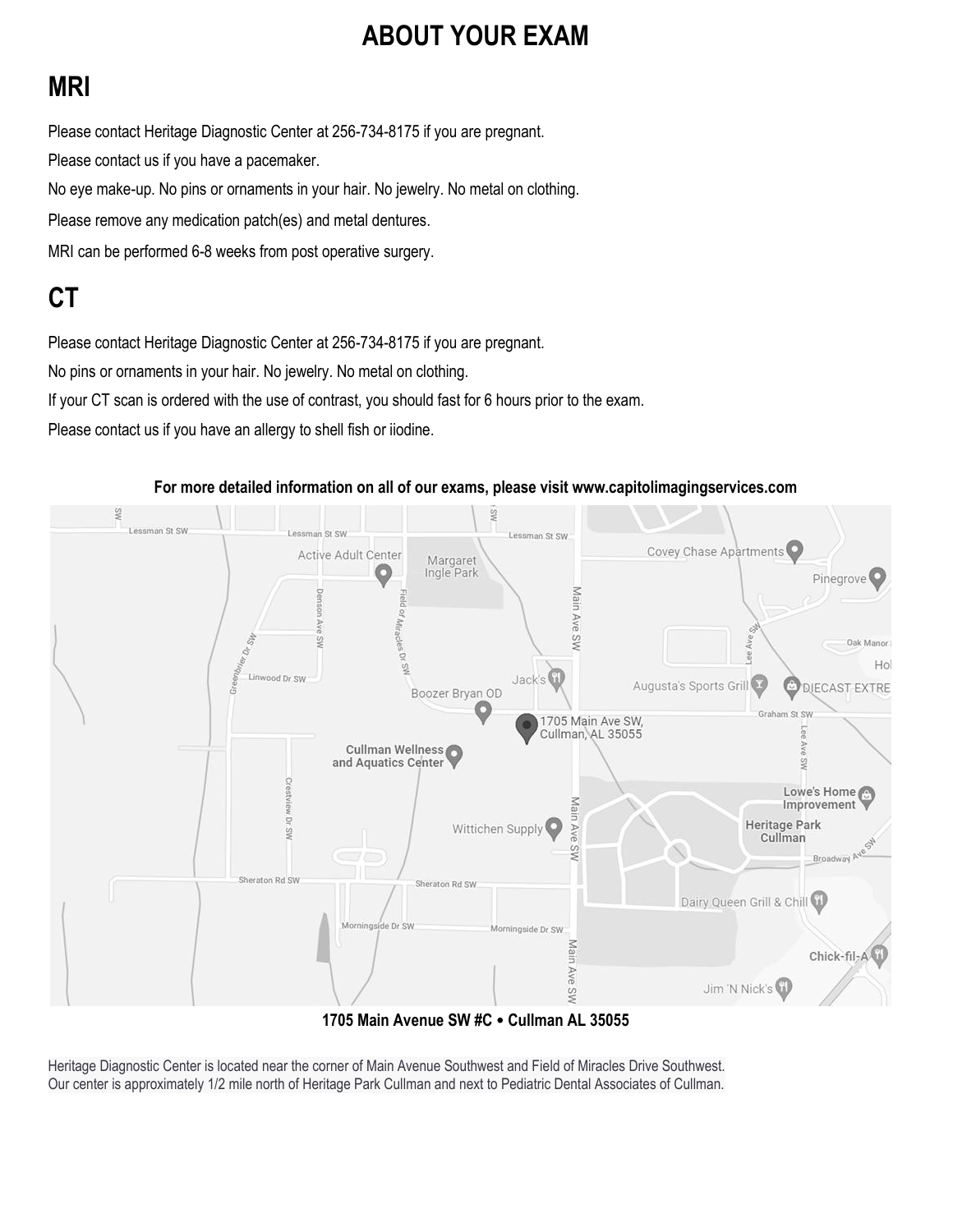# ABOUT YOUR EXAM

## MRI

Please contact Heritage Diagnostic Center at 256-734-8175 if you are pregnant.

Please contact us if you have a pacemaker.

No eye make-up. No pins or ornaments in your hair. No jewelry. No metal on clothing.

Please remove any medication patch(es) and metal dentures.

MRI can be performed 6-8 weeks from post operative surgery.

## CT

Please contact Heritage Diagnostic Center at 256-734-8175 if you are pregnant.

No pins or ornaments in your hair. No jewelry. No metal on clothing.

If your CT scan is ordered with the use of contrast, you should fast for 6 hours prior to the exam.

Please contact us if you have an allergy to shell fish or iiodine.

**For more detailed information on all of our exams, please visit www.capitolimagingservices.com**

Lessman St SW
Active Adult Center
Margaret Ingle Park
Covey Chase Apartments
Pinegrove
Denson Ave SW
Field of Miracles Dr SW
Main Ave SW
Lee Ave SW
Oak Manor
Greenbrier Dr SW
Linwood Dr SW
Jack's
Augusta's Sports Grill
DIECAST EXTRE
Boozer Bryan OD
Graham St SW
1705 Main Ave SW, Cullman, AL 35055
Cullman Wellness and Aquatics Center
Crestview Dr SW
Lowe's Home Improvement
Wittichen Supply
Heritage Park Cullman
Broadway Ave SW
Sheraton Rd SW
Dairy Queen Grill & Chill
Morningside Dr SW
Chick-fil-A
Jim 'N Nick's

**1705 Main Avenue SW #C • Cullman AL 35055**

Heritage Diagnostic Center is located near the corner of Main Avenue Southwest and Field of Miracles Drive Southwest. Our center is approximately 1/2 mile north of Heritage Park Cullman and next to Pediatric Dental Associates of Cullman.